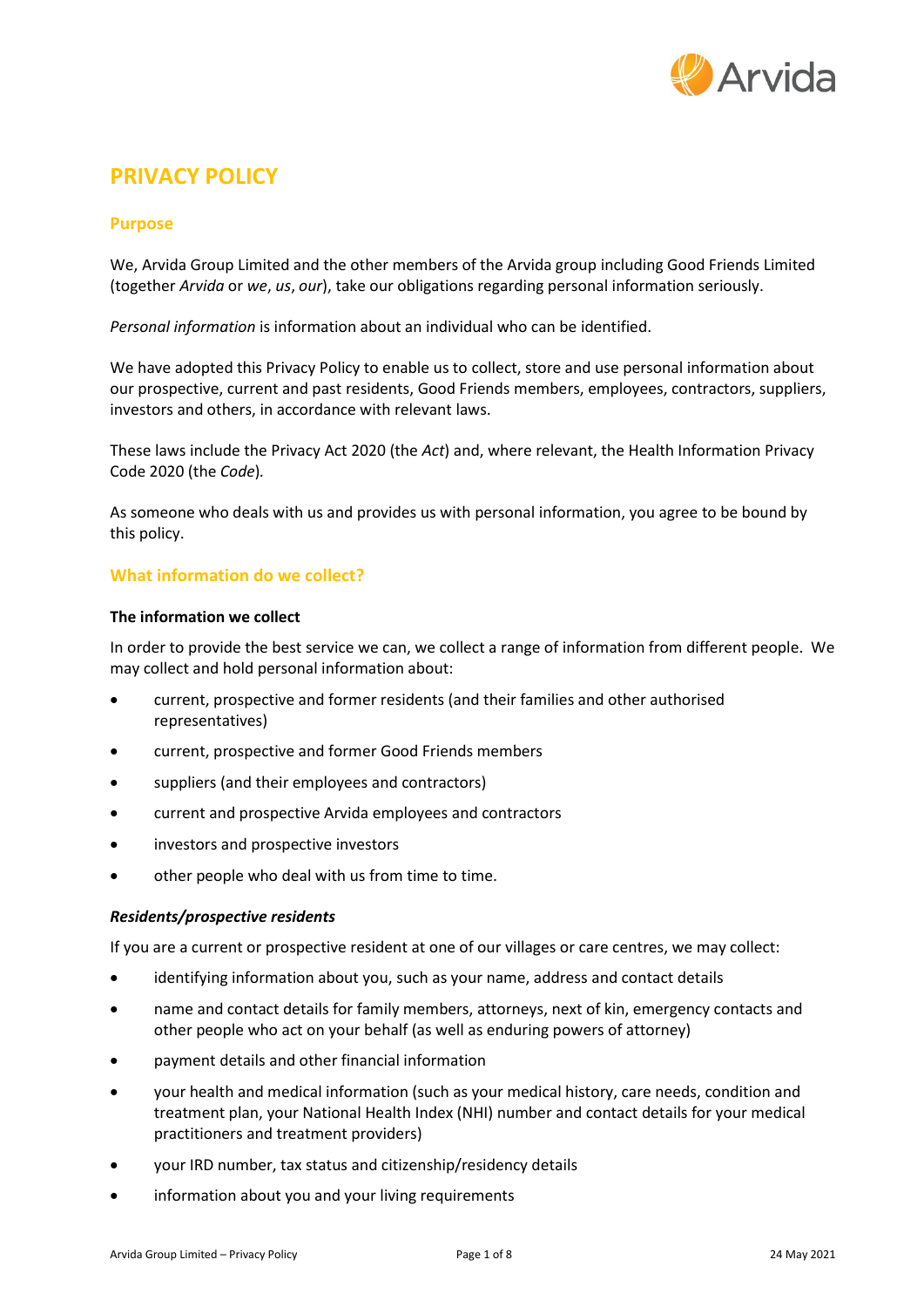# PRIVACY POLICY

## Purpose

We, Arvida Group Limited and the other members of the Arvida group including Good Friends Limited (together *Arvida* or *we*, *us*, *our*), take our obligations regarding personal information seriously.

*Personal information* is information about an individual who can be identified.

We have adopted this Privacy Policy to enable us to collect, store and use personal information about our prospective, current and past residents, Good Friends members, employees, contractors, suppliers, investors and others, in accordance with relevant laws.

These laws include the Privacy Act 2020 (the *Act*) and, where relevant, the Health Information Privacy Code 2020 (the *Code*).

As someone who deals with us and provides us with personal information, you agree to be bound by this policy.

## What information do we collect?

### The information we collect

In order to provide the best service we can, we collect a range of information from different people. We may collect and hold personal information about:

- current, prospective and former residents (and their families and other authorised representatives)
- current, prospective and former Good Friends members
- suppliers (and their employees and contractors)
- current and prospective Arvida employees and contractors
- investors and prospective investors
- other people who deal with us from time to time.

### *Residents/prospective residents*

If you are a current or prospective resident at one of our villages or care centres, we may collect:

- identifying information about you, such as your name, address and contact details
- name and contact details for family members, attorneys, next of kin, emergency contacts and other people who act on your behalf (as well as enduring powers of attorney)
- payment details and other financial information
- your health and medical information (such as your medical history, care needs, condition and treatment plan, your National Health Index (NHI) number and contact details for your medical practitioners and treatment providers)
- your IRD number, tax status and citizenship/residency details
- information about you and your living requirements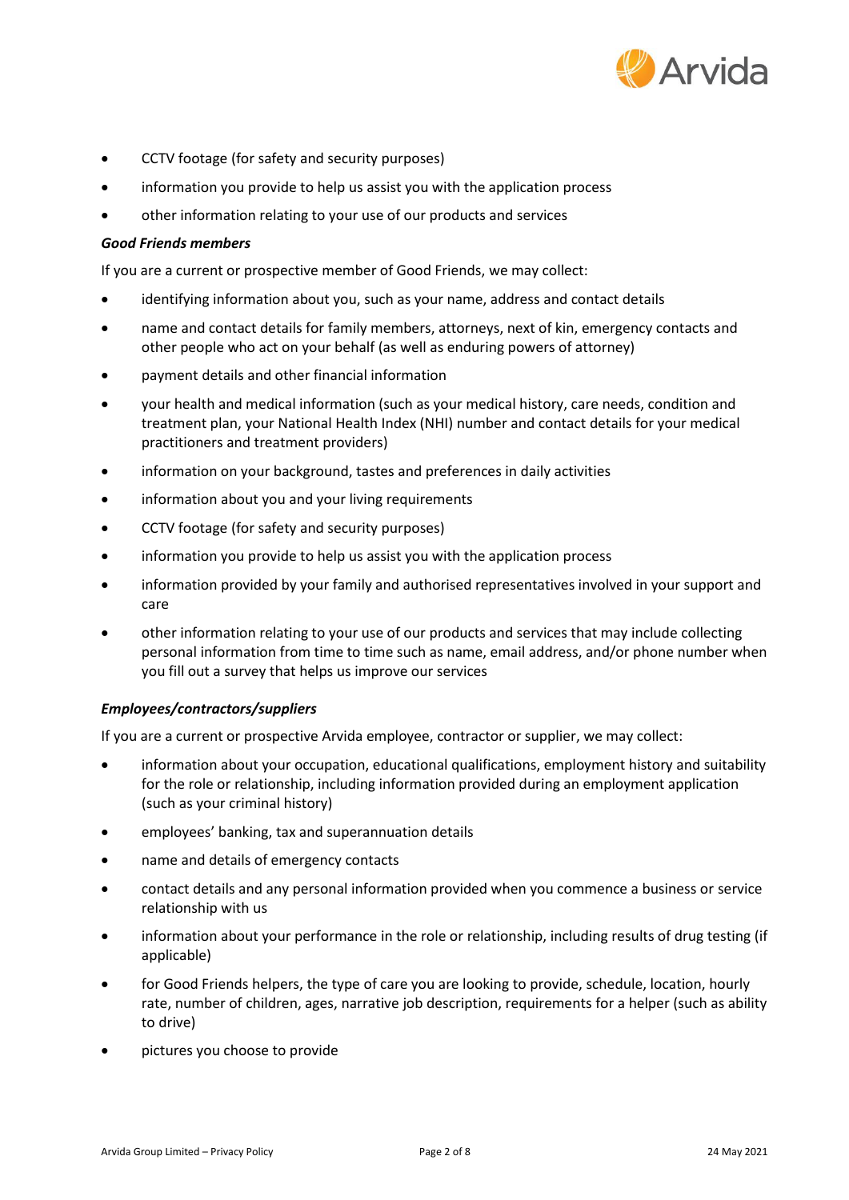- CCTV footage (for safety and security purposes)
- information you provide to help us assist you with the application process
- other information relating to your use of our products and services

***Good Friends members***

If you are a current or prospective member of Good Friends, we may collect:

- identifying information about you, such as your name, address and contact details
- name and contact details for family members, attorneys, next of kin, emergency contacts and other people who act on your behalf (as well as enduring powers of attorney)
- payment details and other financial information
- your health and medical information (such as your medical history, care needs, condition and treatment plan, your National Health Index (NHI) number and contact details for your medical practitioners and treatment providers)
- information on your background, tastes and preferences in daily activities
- information about you and your living requirements
- CCTV footage (for safety and security purposes)
- information you provide to help us assist you with the application process
- information provided by your family and authorised representatives involved in your support and care
- other information relating to your use of our products and services that may include collecting personal information from time to time such as name, email address, and/or phone number when you fill out a survey that helps us improve our services

***Employees/contractors/suppliers***

If you are a current or prospective Arvida employee, contractor or supplier, we may collect:

- information about your occupation, educational qualifications, employment history and suitability for the role or relationship, including information provided during an employment application (such as your criminal history)
- employees' banking, tax and superannuation details
- name and details of emergency contacts
- contact details and any personal information provided when you commence a business or service relationship with us
- information about your performance in the role or relationship, including results of drug testing (if applicable)
- for Good Friends helpers, the type of care you are looking to provide, schedule, location, hourly rate, number of children, ages, narrative job description, requirements for a helper (such as ability to drive)
- pictures you choose to provide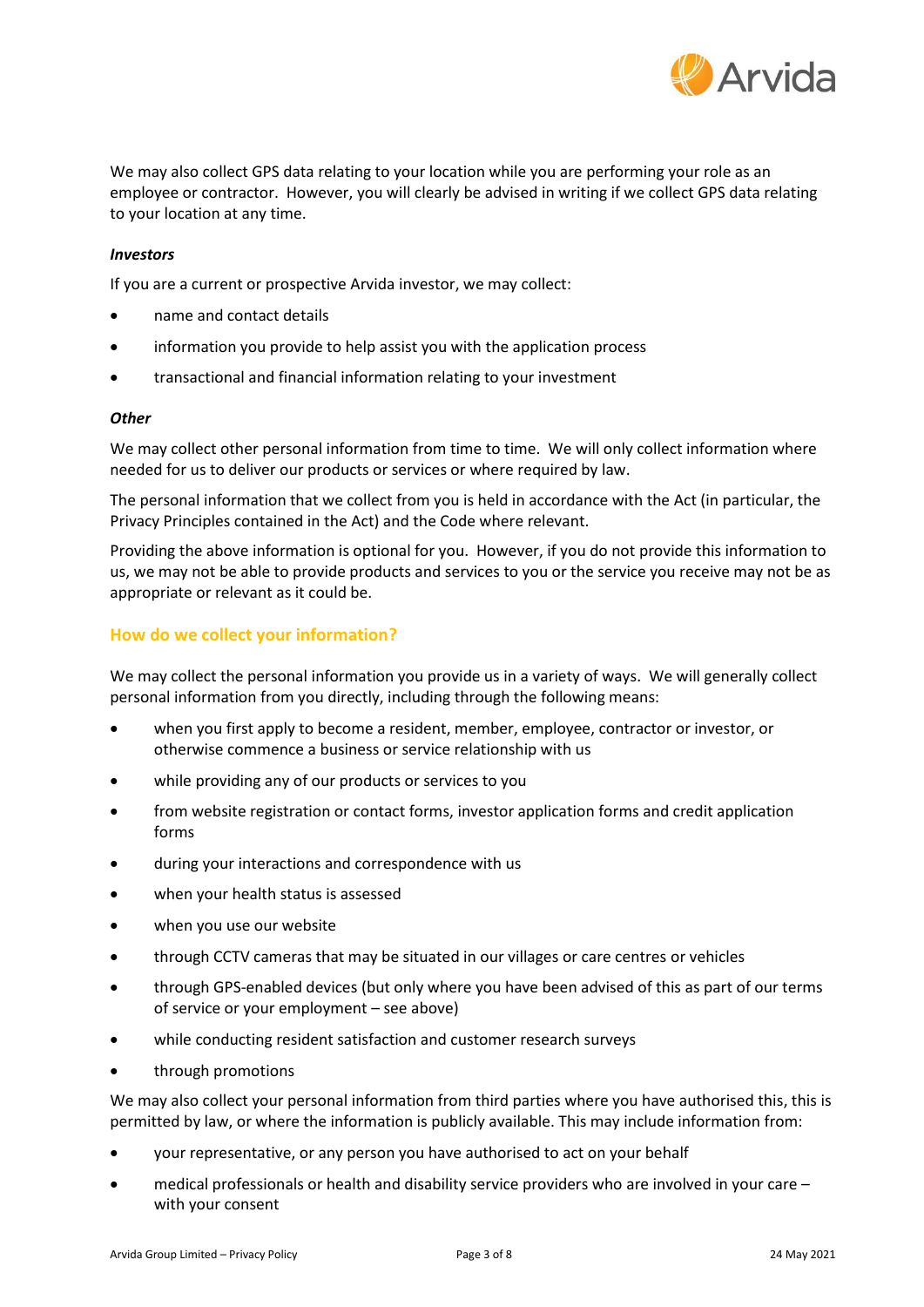We may also collect GPS data relating to your location while you are performing your role as an employee or contractor. However, you will clearly be advised in writing if we collect GPS data relating to your location at any time.

***Investors***

If you are a current or prospective Arvida investor, we may collect:

- name and contact details
- information you provide to help assist you with the application process
- transactional and financial information relating to your investment

***Other***

We may collect other personal information from time to time. We will only collect information where needed for us to deliver our products or services or where required by law.

The personal information that we collect from you is held in accordance with the Act (in particular, the Privacy Principles contained in the Act) and the Code where relevant.

Providing the above information is optional for you. However, if you do not provide this information to us, we may not be able to provide products and services to you or the service you receive may not be as appropriate or relevant as it could be.

## How do we collect your information?

We may collect the personal information you provide us in a variety of ways. We will generally collect personal information from you directly, including through the following means:

- when you first apply to become a resident, member, employee, contractor or investor, or otherwise commence a business or service relationship with us
- while providing any of our products or services to you
- from website registration or contact forms, investor application forms and credit application forms
- during your interactions and correspondence with us
- when your health status is assessed
- when you use our website
- through CCTV cameras that may be situated in our villages or care centres or vehicles
- through GPS-enabled devices (but only where you have been advised of this as part of our terms of service or your employment – see above)
- while conducting resident satisfaction and customer research surveys
- through promotions

We may also collect your personal information from third parties where you have authorised this, this is permitted by law, or where the information is publicly available. This may include information from:

- your representative, or any person you have authorised to act on your behalf
- medical professionals or health and disability service providers who are involved in your care – with your consent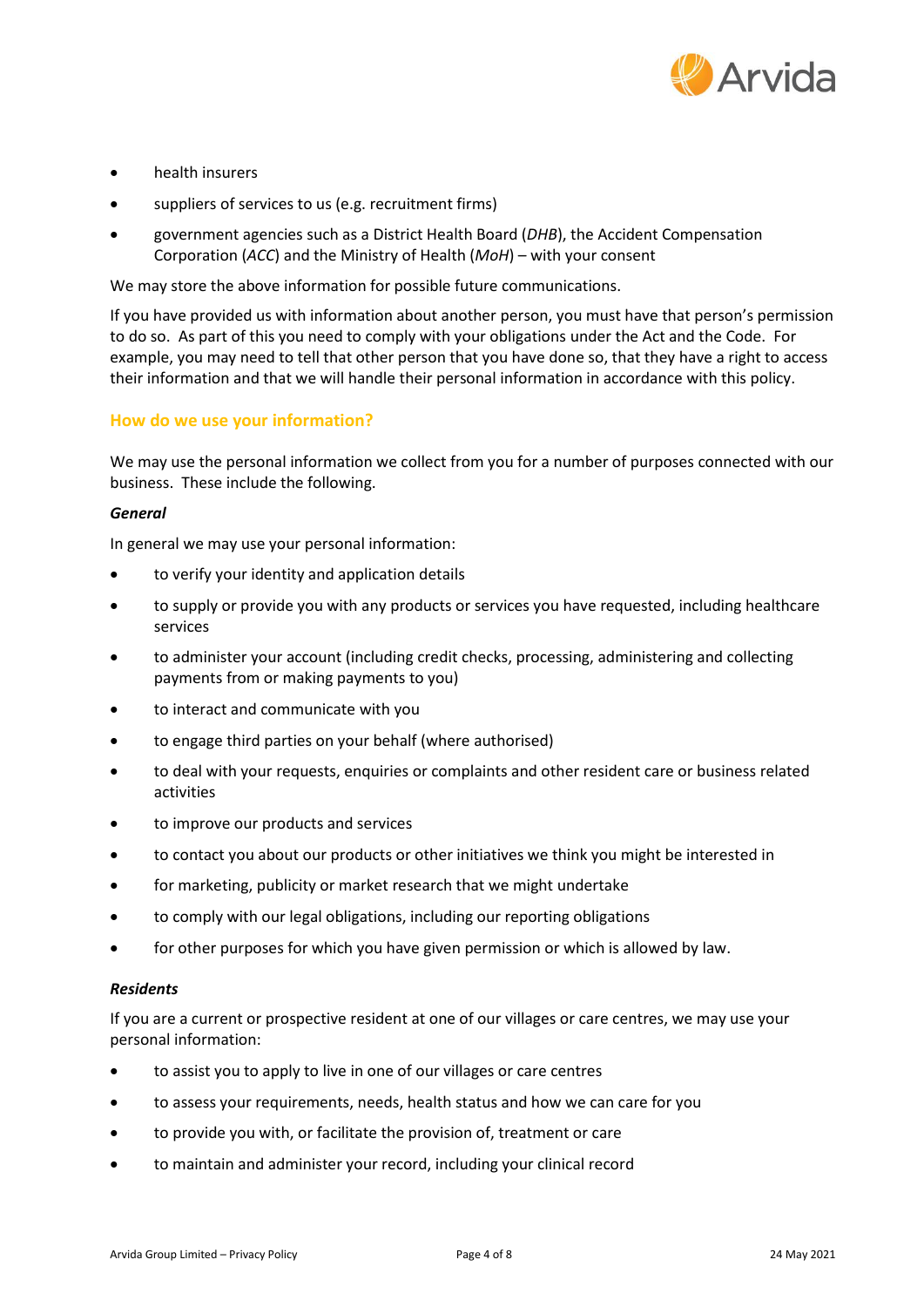- health insurers
- suppliers of services to us (e.g. recruitment firms)
- government agencies such as a District Health Board (*DHB*), the Accident Compensation Corporation (*ACC*) and the Ministry of Health (*MoH*) – with your consent

We may store the above information for possible future communications.

If you have provided us with information about another person, you must have that person's permission to do so. As part of this you need to comply with your obligations under the Act and the Code. For example, you may need to tell that other person that you have done so, that they have a right to access their information and that we will handle their personal information in accordance with this policy.

## How do we use your information?

We may use the personal information we collect from you for a number of purposes connected with our business. These include the following.

***General***

In general we may use your personal information:

- to verify your identity and application details
- to supply or provide you with any products or services you have requested, including healthcare services
- to administer your account (including credit checks, processing, administering and collecting payments from or making payments to you)
- to interact and communicate with you
- to engage third parties on your behalf (where authorised)
- to deal with your requests, enquiries or complaints and other resident care or business related activities
- to improve our products and services
- to contact you about our products or other initiatives we think you might be interested in
- for marketing, publicity or market research that we might undertake
- to comply with our legal obligations, including our reporting obligations
- for other purposes for which you have given permission or which is allowed by law.

***Residents***

If you are a current or prospective resident at one of our villages or care centres, we may use your personal information:

- to assist you to apply to live in one of our villages or care centres
- to assess your requirements, needs, health status and how we can care for you
- to provide you with, or facilitate the provision of, treatment or care
- to maintain and administer your record, including your clinical record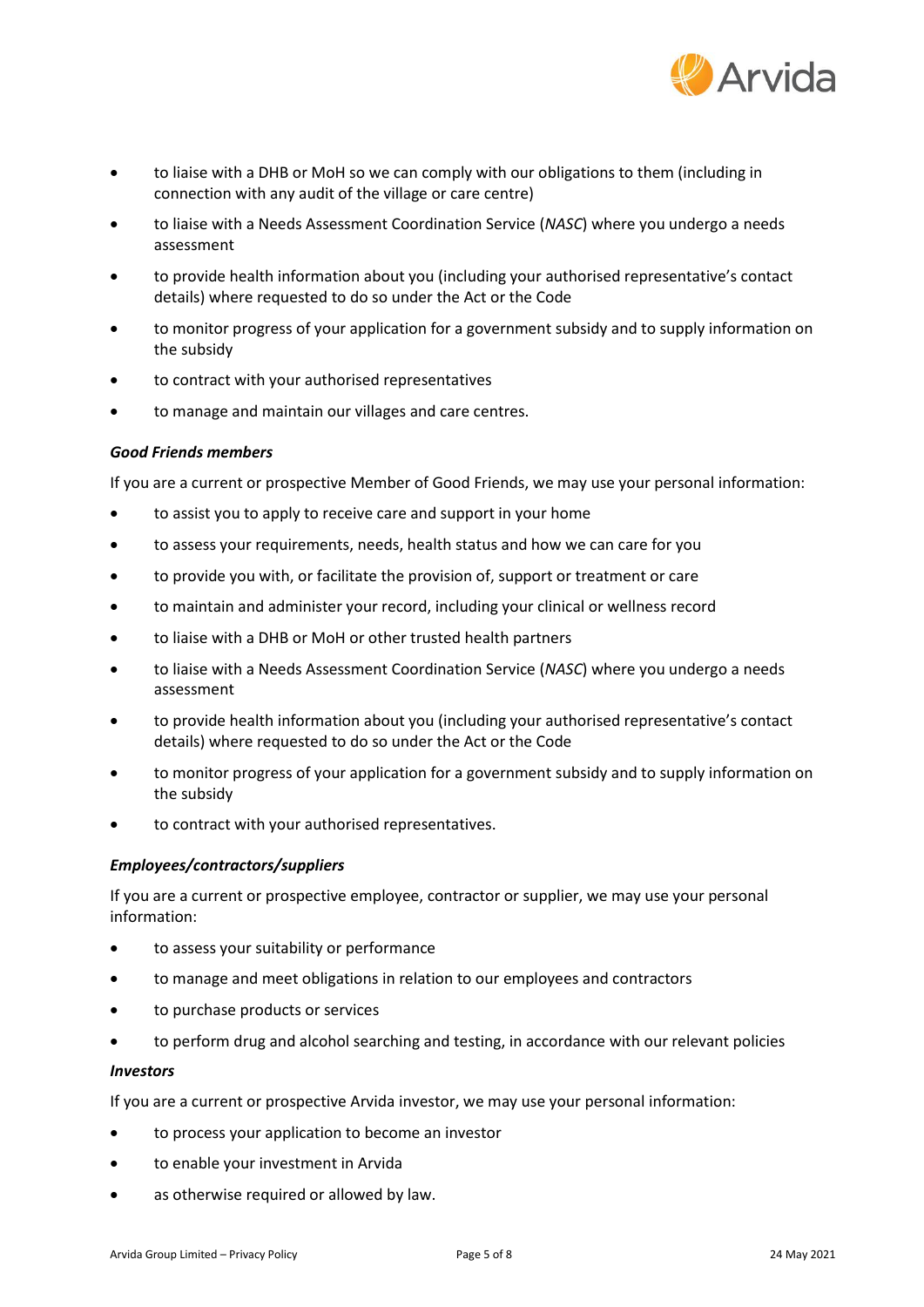- to liaise with a DHB or MoH so we can comply with our obligations to them (including in connection with any audit of the village or care centre)
- to liaise with a Needs Assessment Coordination Service (*NASC*) where you undergo a needs assessment
- to provide health information about you (including your authorised representative's contact details) where requested to do so under the Act or the Code
- to monitor progress of your application for a government subsidy and to supply information on the subsidy
- to contract with your authorised representatives
- to manage and maintain our villages and care centres.

***Good Friends members***

If you are a current or prospective Member of Good Friends, we may use your personal information:

- to assist you to apply to receive care and support in your home
- to assess your requirements, needs, health status and how we can care for you
- to provide you with, or facilitate the provision of, support or treatment or care
- to maintain and administer your record, including your clinical or wellness record
- to liaise with a DHB or MoH or other trusted health partners
- to liaise with a Needs Assessment Coordination Service (*NASC*) where you undergo a needs assessment
- to provide health information about you (including your authorised representative's contact details) where requested to do so under the Act or the Code
- to monitor progress of your application for a government subsidy and to supply information on the subsidy
- to contract with your authorised representatives.

***Employees/contractors/suppliers***

If you are a current or prospective employee, contractor or supplier, we may use your personal information:

- to assess your suitability or performance
- to manage and meet obligations in relation to our employees and contractors
- to purchase products or services
- to perform drug and alcohol searching and testing, in accordance with our relevant policies

***Investors***

If you are a current or prospective Arvida investor, we may use your personal information:

- to process your application to become an investor
- to enable your investment in Arvida
- as otherwise required or allowed by law.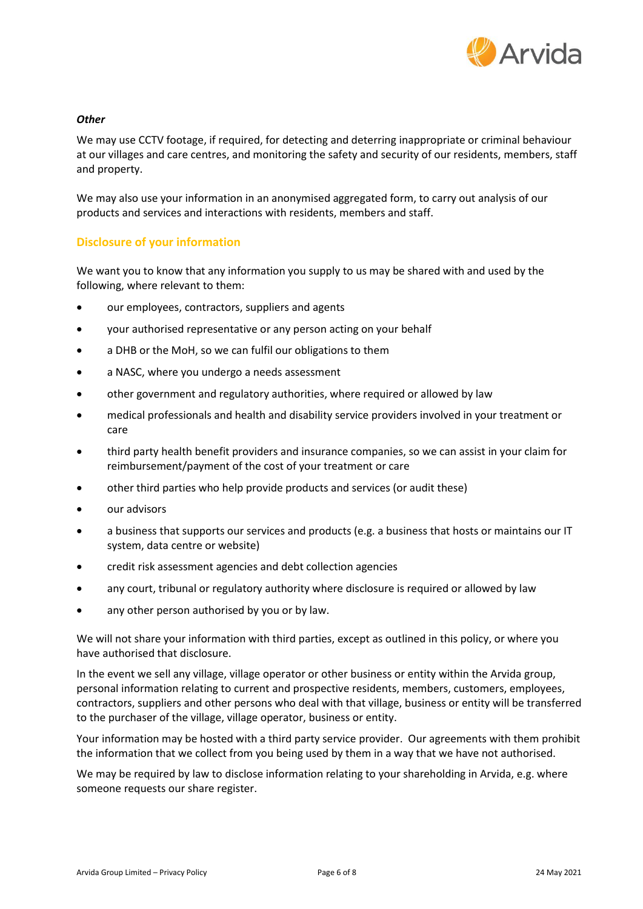***Other***

We may use CCTV footage, if required, for detecting and deterring inappropriate or criminal behaviour at our villages and care centres, and monitoring the safety and security of our residents, members, staff and property.

We may also use your information in an anonymised aggregated form, to carry out analysis of our products and services and interactions with residents, members and staff.

## Disclosure of your information

We want you to know that any information you supply to us may be shared with and used by the following, where relevant to them:

- our employees, contractors, suppliers and agents
- your authorised representative or any person acting on your behalf
- a DHB or the MoH, so we can fulfil our obligations to them
- a NASC, where you undergo a needs assessment
- other government and regulatory authorities, where required or allowed by law
- medical professionals and health and disability service providers involved in your treatment or care
- third party health benefit providers and insurance companies, so we can assist in your claim for reimbursement/payment of the cost of your treatment or care
- other third parties who help provide products and services (or audit these)
- our advisors
- a business that supports our services and products (e.g. a business that hosts or maintains our IT system, data centre or website)
- credit risk assessment agencies and debt collection agencies
- any court, tribunal or regulatory authority where disclosure is required or allowed by law
- any other person authorised by you or by law.

We will not share your information with third parties, except as outlined in this policy, or where you have authorised that disclosure.

In the event we sell any village, village operator or other business or entity within the Arvida group, personal information relating to current and prospective residents, members, customers, employees, contractors, suppliers and other persons who deal with that village, business or entity will be transferred to the purchaser of the village, village operator, business or entity.

Your information may be hosted with a third party service provider. Our agreements with them prohibit the information that we collect from you being used by them in a way that we have not authorised.

We may be required by law to disclose information relating to your shareholding in Arvida, e.g. where someone requests our share register.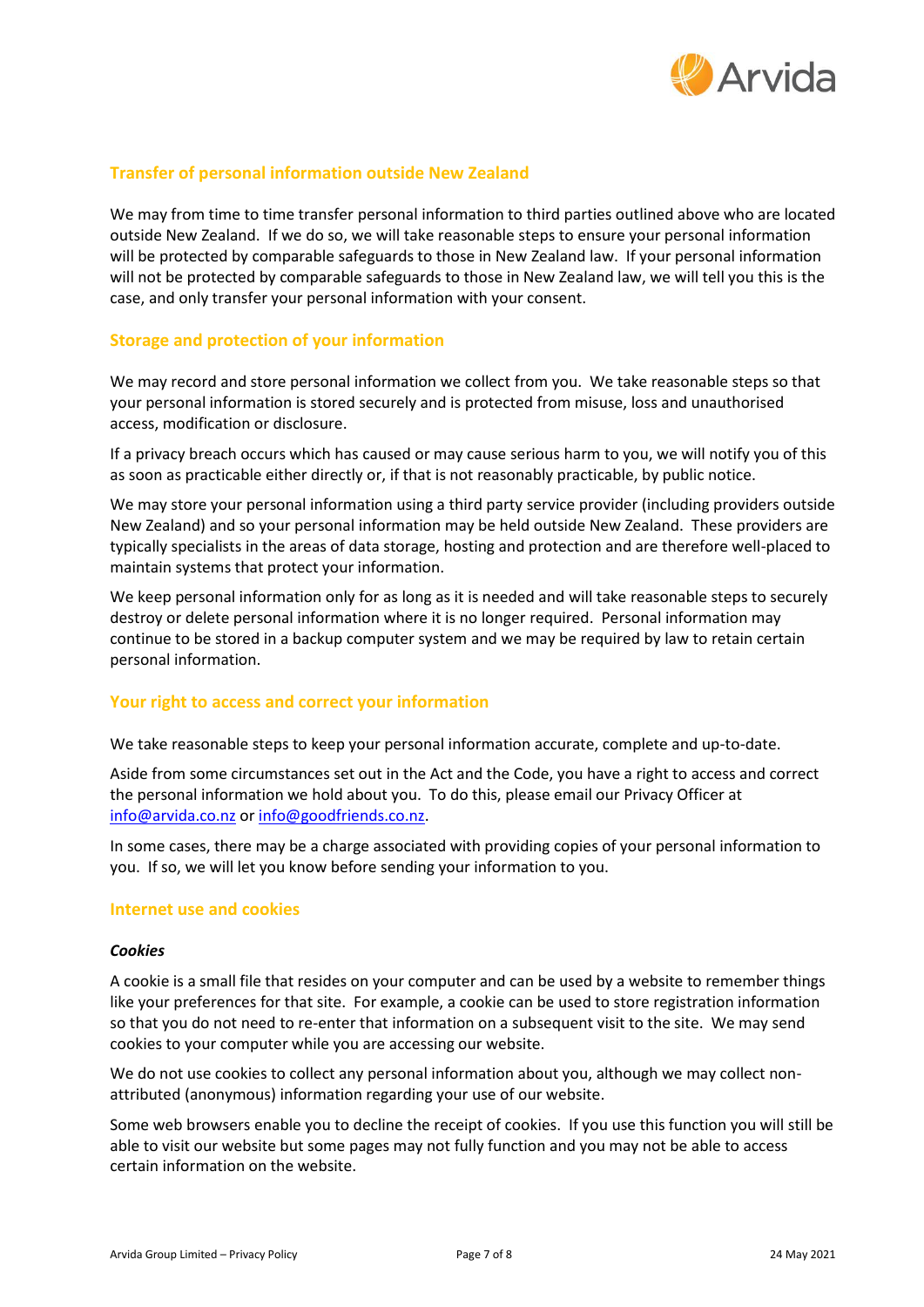## Transfer of personal information outside New Zealand

We may from time to time transfer personal information to third parties outlined above who are located outside New Zealand. If we do so, we will take reasonable steps to ensure your personal information will be protected by comparable safeguards to those in New Zealand law. If your personal information will not be protected by comparable safeguards to those in New Zealand law, we will tell you this is the case, and only transfer your personal information with your consent.

## Storage and protection of your information

We may record and store personal information we collect from you. We take reasonable steps so that your personal information is stored securely and is protected from misuse, loss and unauthorised access, modification or disclosure.

If a privacy breach occurs which has caused or may cause serious harm to you, we will notify you of this as soon as practicable either directly or, if that is not reasonably practicable, by public notice.

We may store your personal information using a third party service provider (including providers outside New Zealand) and so your personal information may be held outside New Zealand. These providers are typically specialists in the areas of data storage, hosting and protection and are therefore well-placed to maintain systems that protect your information.

We keep personal information only for as long as it is needed and will take reasonable steps to securely destroy or delete personal information where it is no longer required. Personal information may continue to be stored in a backup computer system and we may be required by law to retain certain personal information.

## Your right to access and correct your information

We take reasonable steps to keep your personal information accurate, complete and up-to-date.

Aside from some circumstances set out in the Act and the Code, you have a right to access and correct the personal information we hold about you. To do this, please email our Privacy Officer at info@arvida.co.nz or info@goodfriends.co.nz.

In some cases, there may be a charge associated with providing copies of your personal information to you. If so, we will let you know before sending your information to you.

## Internet use and cookies

### *Cookies*

A cookie is a small file that resides on your computer and can be used by a website to remember things like your preferences for that site. For example, a cookie can be used to store registration information so that you do not need to re-enter that information on a subsequent visit to the site. We may send cookies to your computer while you are accessing our website.

We do not use cookies to collect any personal information about you, although we may collect non-attributed (anonymous) information regarding your use of our website.

Some web browsers enable you to decline the receipt of cookies. If you use this function you will still be able to visit our website but some pages may not fully function and you may not be able to access certain information on the website.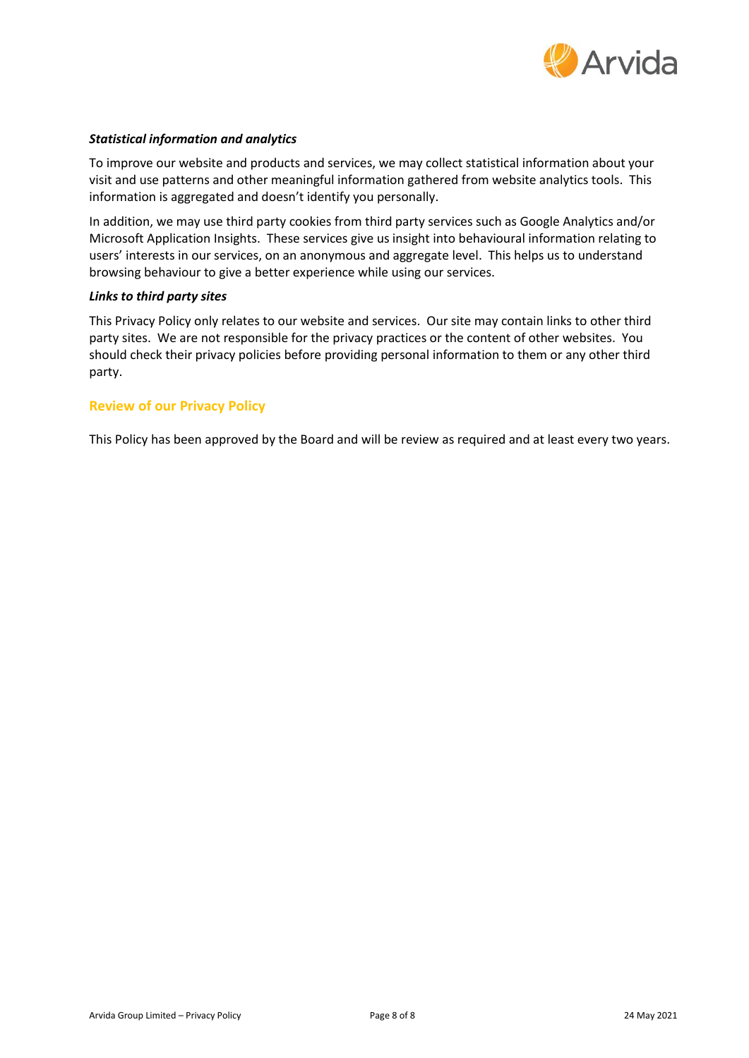***Statistical information and analytics***

To improve our website and products and services, we may collect statistical information about your visit and use patterns and other meaningful information gathered from website analytics tools. This information is aggregated and doesn't identify you personally.

In addition, we may use third party cookies from third party services such as Google Analytics and/or Microsoft Application Insights. These services give us insight into behavioural information relating to users' interests in our services, on an anonymous and aggregate level. This helps us to understand browsing behaviour to give a better experience while using our services.

***Links to third party sites***

This Privacy Policy only relates to our website and services. Our site may contain links to other third party sites. We are not responsible for the privacy practices or the content of other websites. You should check their privacy policies before providing personal information to them or any other third party.

## Review of our Privacy Policy

This Policy has been approved by the Board and will be review as required and at least every two years.